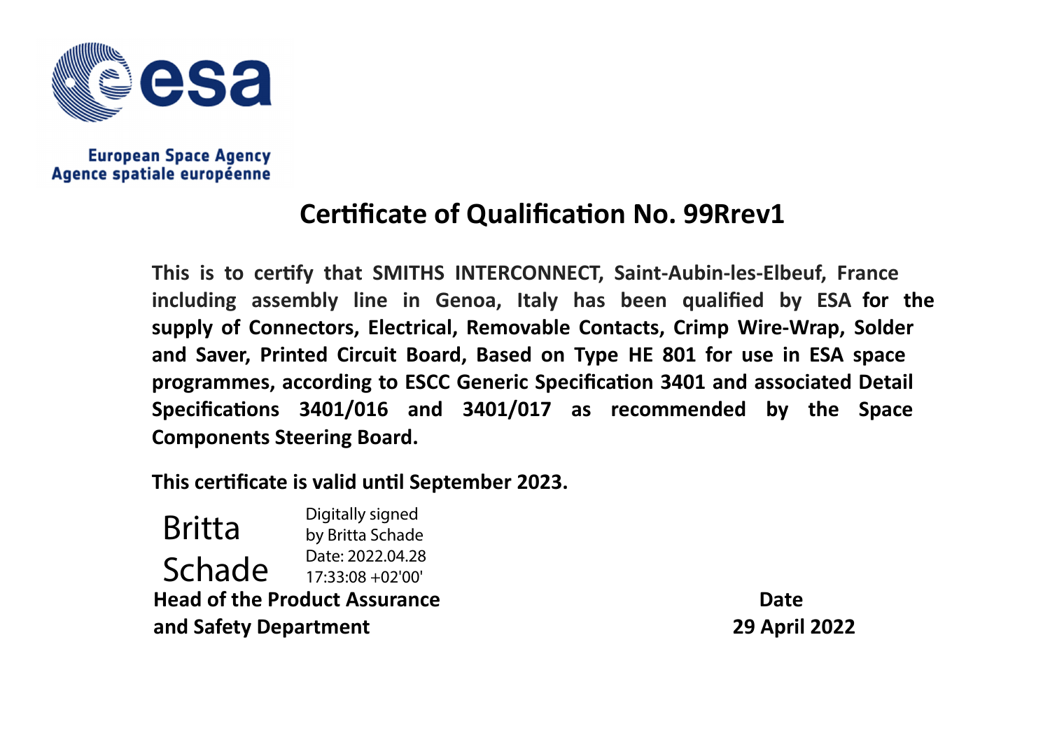European Space Agency
Agence spatiale européenne

# Certificate of Qualification No. 99Rrev1

**This is to certify that SMITHS INTERCONNECT, Saint-Aubin-les-Elbeuf, France including assembly line in Genoa, Italy has been qualified by ESA for the supply of Connectors, Electrical, Removable Contacts, Crimp Wire-Wrap, Solder and Saver, Printed Circuit Board, Based on Type HE 801 for use in ESA space programmes, according to ESCC Generic Specification 3401 and associated Detail Specifications 3401/016 and 3401/017 as recommended by the Space Components Steering Board.**

**This certificate is valid until September 2023.**

Britta Schade

Digitally signed by Britta Schade
Date: 2022.04.28
17:33:08 +02'00'

**Head of the Product Assurance and Safety Department**

**Date**
**29 April 2022**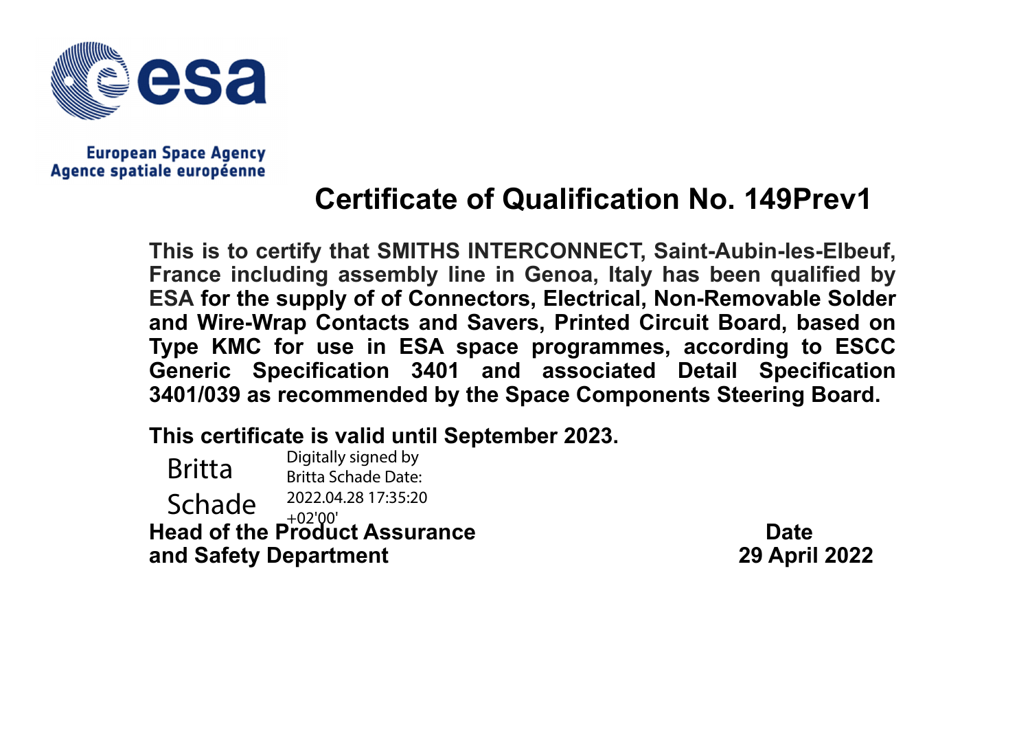European Space Agency
Agence spatiale européenne

# Certificate of Qualification No. 149Prev1

**This is to certify that SMITHS INTERCONNECT, Saint-Aubin-les-Elbeuf, France including assembly line in Genoa, Italy has been qualified by ESA for the supply of of Connectors, Electrical, Non-Removable Solder and Wire-Wrap Contacts and Savers, Printed Circuit Board, based on Type KMC for use in ESA space programmes, according to ESCC Generic Specification 3401 and associated Detail Specification 3401/039 as recommended by the Space Components Steering Board.**

**This certificate is valid until September 2023.**

Britta Schade

Digitally signed by Britta Schade Date: 2022.04.28 17:35:20 +02'00'

**Head of the Product Assurance and Safety Department**

**Date**
**29 April 2022**